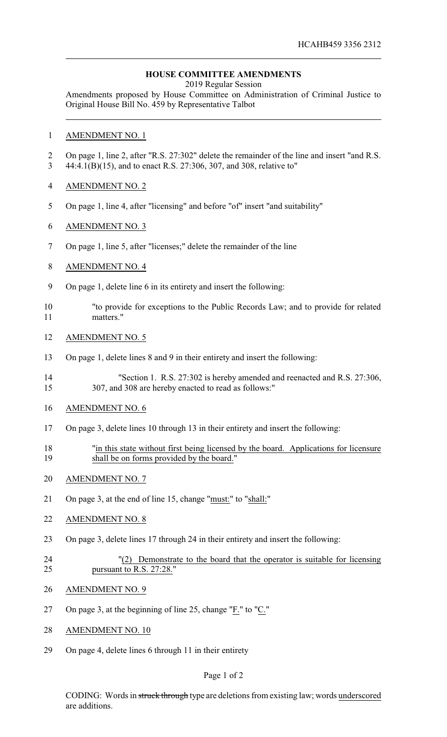HCAHB459 3356 2312

**HOUSE COMMITTEE AMENDMENTS**

2019 Regular Session

Amendments proposed by House Committee on Administration of Criminal Justice to Original House Bill No. 459 by Representative Talbot

AMENDMENT NO. 1

On page 1, line 2, after "R.S. 27:302" delete the remainder of the line and insert "and R.S. 44:4.1(B)(15), and to enact R.S. 27:306, 307, and 308, relative to"

AMENDMENT NO. 2

On page 1, line 4, after "licensing" and before "of" insert "and suitability"

AMENDMENT NO. 3

On page 1, line 5, after "licenses;" delete the remainder of the line

AMENDMENT NO. 4

On page 1, delete line 6 in its entirety and insert the following:

"to provide for exceptions to the Public Records Law; and to provide for related matters."

AMENDMENT NO. 5

On page 1, delete lines 8 and 9 in their entirety and insert the following:

"Section 1. R.S. 27:302 is hereby amended and reenacted and R.S. 27:306, 307, and 308 are hereby enacted to read as follows:"

AMENDMENT NO. 6

On page 3, delete lines 10 through 13 in their entirety and insert the following:

"in this state without first being licensed by the board. Applications for licensure shall be on forms provided by the board."

AMENDMENT NO. 7

On page 3, at the end of line 15, change "must:" to "shall:"

AMENDMENT NO. 8

On page 3, delete lines 17 through 24 in their entirety and insert the following:

"(2) Demonstrate to the board that the operator is suitable for licensing pursuant to R.S. 27:28."

AMENDMENT NO. 9

On page 3, at the beginning of line 25, change "F." to "C."

AMENDMENT NO. 10

On page 4, delete lines 6 through 11 in their entirety

CODING: Words in ~~struck through~~ type are deletions from existing law; words underscored are additions.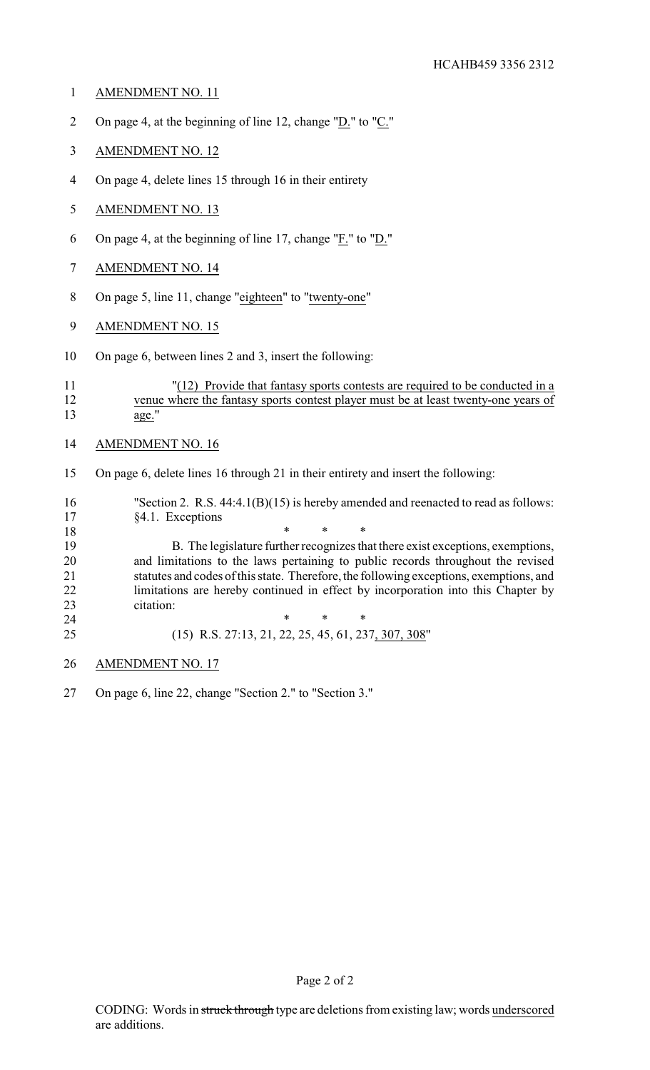HCAHB459 3356 2312

AMENDMENT NO. 11

On page 4, at the beginning of line 12, change "D." to "C."

AMENDMENT NO. 12

On page 4, delete lines 15 through 16 in their entirety

AMENDMENT NO. 13

On page 4, at the beginning of line 17, change "F." to "D."

AMENDMENT NO. 14

On page 5, line 11, change "eighteen" to "twenty-one"

AMENDMENT NO. 15

On page 6, between lines 2 and 3, insert the following:

"(12) Provide that fantasy sports contests are required to be conducted in a venue where the fantasy sports contest player must be at least twenty-one years of age."

AMENDMENT NO. 16

On page 6, delete lines 16 through 21 in their entirety and insert the following:

"Section 2. R.S. 44:4.1(B)(15) is hereby amended and reenacted to read as follows:

§4.1. Exceptions

\* \* \*

B. The legislature further recognizes that there exist exceptions, exemptions, and limitations to the laws pertaining to public records throughout the revised statutes and codes of this state. Therefore, the following exceptions, exemptions, and limitations are hereby continued in effect by incorporation into this Chapter by citation:

\* \* \*

(15) R.S. 27:13, 21, 22, 25, 45, 61, 237, 307, 308"

AMENDMENT NO. 17

On page 6, line 22, change "Section 2." to "Section 3."

CODING: Words in struck through type are deletions from existing law; words underscored are additions.